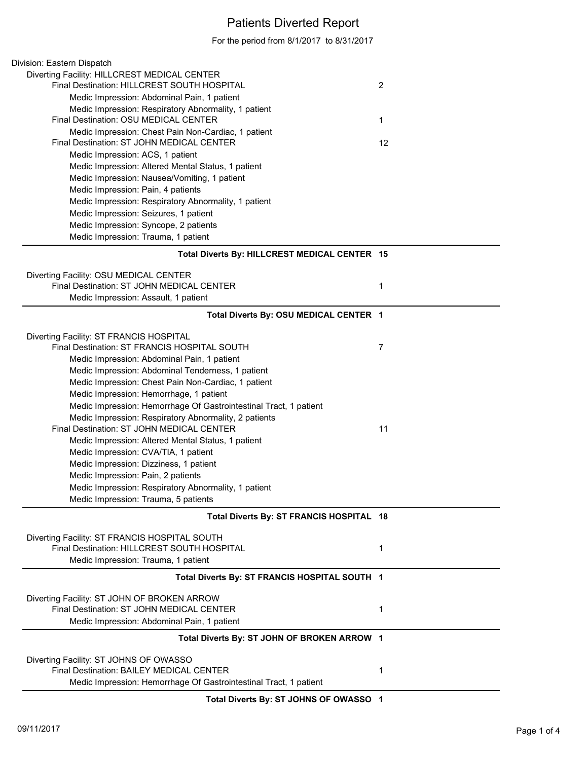# Patients Diverted Report

For the period from 8/1/2017 to 8/31/2017

Division: Eastern Dispatch

Diverting Facility: HILLCREST MEDICAL CENTER

- Final Destination: HILLCREST SOUTH HOSPITAL — 2
  - Medic Impression: Abdominal Pain, 1 patient
  - Medic Impression: Respiratory Abnormality, 1 patient
- Final Destination: OSU MEDICAL CENTER — 1
  - Medic Impression: Chest Pain Non-Cardiac, 1 patient
- Final Destination: ST JOHN MEDICAL CENTER — 12
  - Medic Impression: ACS, 1 patient
  - Medic Impression: Altered Mental Status, 1 patient
  - Medic Impression: Nausea/Vomiting, 1 patient
  - Medic Impression: Pain, 4 patients
  - Medic Impression: Respiratory Abnormality, 1 patient
  - Medic Impression: Seizures, 1 patient
  - Medic Impression: Syncope, 2 patients
  - Medic Impression: Trauma, 1 patient

**Total Diverts By: HILLCREST MEDICAL CENTER 15**

Diverting Facility: OSU MEDICAL CENTER

- Final Destination: ST JOHN MEDICAL CENTER — 1
  - Medic Impression: Assault, 1 patient

**Total Diverts By: OSU MEDICAL CENTER 1**

Diverting Facility: ST FRANCIS HOSPITAL

- Final Destination: ST FRANCIS HOSPITAL SOUTH — 7
  - Medic Impression: Abdominal Pain, 1 patient
  - Medic Impression: Abdominal Tenderness, 1 patient
  - Medic Impression: Chest Pain Non-Cardiac, 1 patient
  - Medic Impression: Hemorrhage, 1 patient
  - Medic Impression: Hemorrhage Of Gastrointestinal Tract, 1 patient
  - Medic Impression: Respiratory Abnormality, 2 patients
- Final Destination: ST JOHN MEDICAL CENTER — 11
  - Medic Impression: Altered Mental Status, 1 patient
  - Medic Impression: CVA/TIA, 1 patient
  - Medic Impression: Dizziness, 1 patient
  - Medic Impression: Pain, 2 patients
  - Medic Impression: Respiratory Abnormality, 1 patient
  - Medic Impression: Trauma, 5 patients

**Total Diverts By: ST FRANCIS HOSPITAL 18**

Diverting Facility: ST FRANCIS HOSPITAL SOUTH

- Final Destination: HILLCREST SOUTH HOSPITAL — 1
  - Medic Impression: Trauma, 1 patient

**Total Diverts By: ST FRANCIS HOSPITAL SOUTH 1**

Diverting Facility: ST JOHN OF BROKEN ARROW

- Final Destination: ST JOHN MEDICAL CENTER — 1
  - Medic Impression: Abdominal Pain, 1 patient

**Total Diverts By: ST JOHN OF BROKEN ARROW 1**

Diverting Facility: ST JOHNS OF OWASSO

- Final Destination: BAILEY MEDICAL CENTER — 1
  - Medic Impression: Hemorrhage Of Gastrointestinal Tract, 1 patient

**Total Diverts By: ST JOHNS OF OWASSO 1**

09/11/2017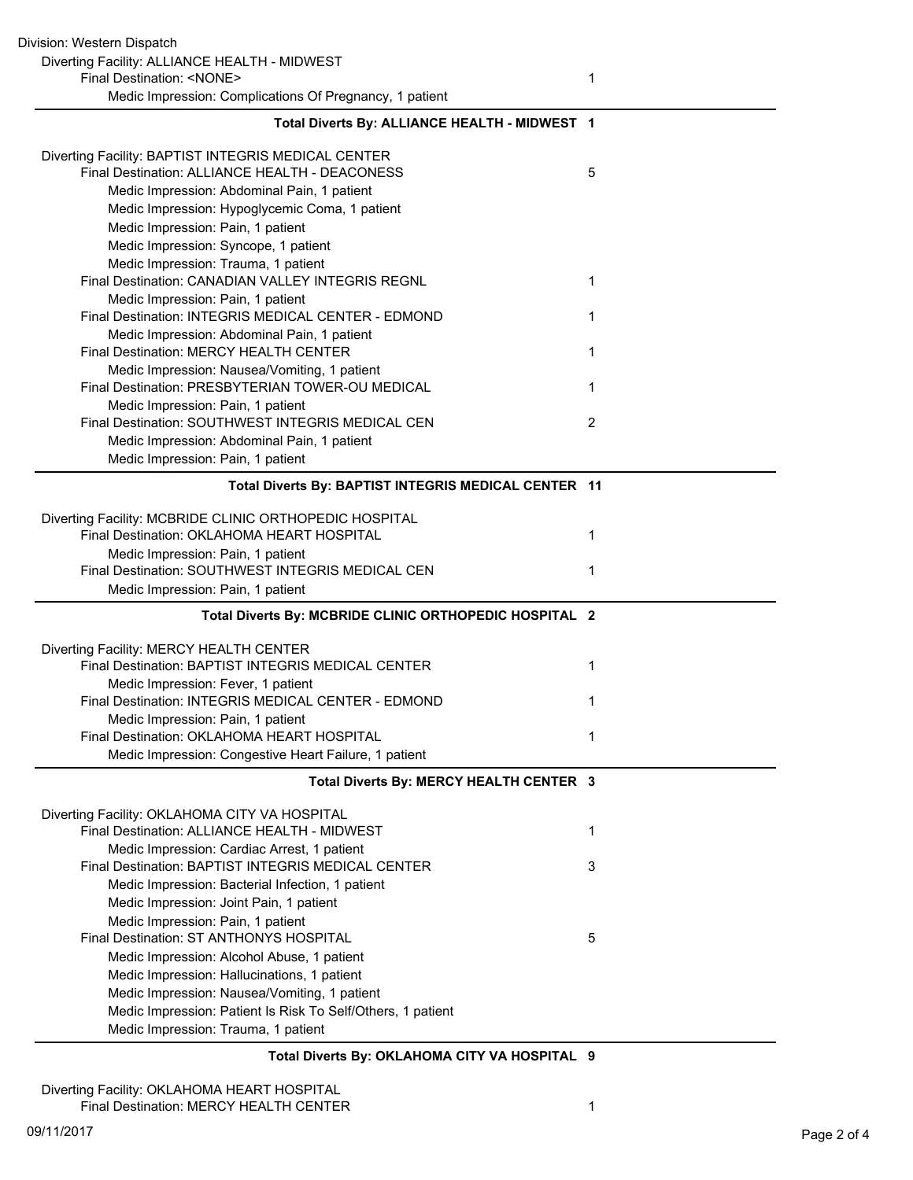Division: Western Dispatch

Diverting Facility: ALLIANCE HEALTH - MIDWEST

- Final Destination: <NONE> — 1
  - Medic Impression: Complications Of Pregnancy, 1 patient

**Total Diverts By: ALLIANCE HEALTH - MIDWEST 1**

---

Diverting Facility: BAPTIST INTEGRIS MEDICAL CENTER

- Final Destination: ALLIANCE HEALTH - DEACONESS — 5
  - Medic Impression: Abdominal Pain, 1 patient
  - Medic Impression: Hypoglycemic Coma, 1 patient
  - Medic Impression: Pain, 1 patient
  - Medic Impression: Syncope, 1 patient
  - Medic Impression: Trauma, 1 patient
- Final Destination: CANADIAN VALLEY INTEGRIS REGNL — 1
  - Medic Impression: Pain, 1 patient
- Final Destination: INTEGRIS MEDICAL CENTER - EDMOND — 1
  - Medic Impression: Abdominal Pain, 1 patient
- Final Destination: MERCY HEALTH CENTER — 1
  - Medic Impression: Nausea/Vomiting, 1 patient
- Final Destination: PRESBYTERIAN TOWER-OU MEDICAL — 1
  - Medic Impression: Pain, 1 patient
- Final Destination: SOUTHWEST INTEGRIS MEDICAL CEN — 2
  - Medic Impression: Abdominal Pain, 1 patient
  - Medic Impression: Pain, 1 patient

**Total Diverts By: BAPTIST INTEGRIS MEDICAL CENTER 11**

---

Diverting Facility: MCBRIDE CLINIC ORTHOPEDIC HOSPITAL

- Final Destination: OKLAHOMA HEART HOSPITAL — 1
  - Medic Impression: Pain, 1 patient
- Final Destination: SOUTHWEST INTEGRIS MEDICAL CEN — 1
  - Medic Impression: Pain, 1 patient

**Total Diverts By: MCBRIDE CLINIC ORTHOPEDIC HOSPITAL 2**

---

Diverting Facility: MERCY HEALTH CENTER

- Final Destination: BAPTIST INTEGRIS MEDICAL CENTER — 1
  - Medic Impression: Fever, 1 patient
- Final Destination: INTEGRIS MEDICAL CENTER - EDMOND — 1
  - Medic Impression: Pain, 1 patient
- Final Destination: OKLAHOMA HEART HOSPITAL — 1
  - Medic Impression: Congestive Heart Failure, 1 patient

**Total Diverts By: MERCY HEALTH CENTER 3**

---

Diverting Facility: OKLAHOMA CITY VA HOSPITAL

- Final Destination: ALLIANCE HEALTH - MIDWEST — 1
  - Medic Impression: Cardiac Arrest, 1 patient
- Final Destination: BAPTIST INTEGRIS MEDICAL CENTER — 3
  - Medic Impression: Bacterial Infection, 1 patient
  - Medic Impression: Joint Pain, 1 patient
  - Medic Impression: Pain, 1 patient
- Final Destination: ST ANTHONYS HOSPITAL — 5
  - Medic Impression: Alcohol Abuse, 1 patient
  - Medic Impression: Hallucinations, 1 patient
  - Medic Impression: Nausea/Vomiting, 1 patient
  - Medic Impression: Patient Is Risk To Self/Others, 1 patient
  - Medic Impression: Trauma, 1 patient

**Total Diverts By: OKLAHOMA CITY VA HOSPITAL 9**

---

Diverting Facility: OKLAHOMA HEART HOSPITAL

- Final Destination: MERCY HEALTH CENTER — 1

09/11/2017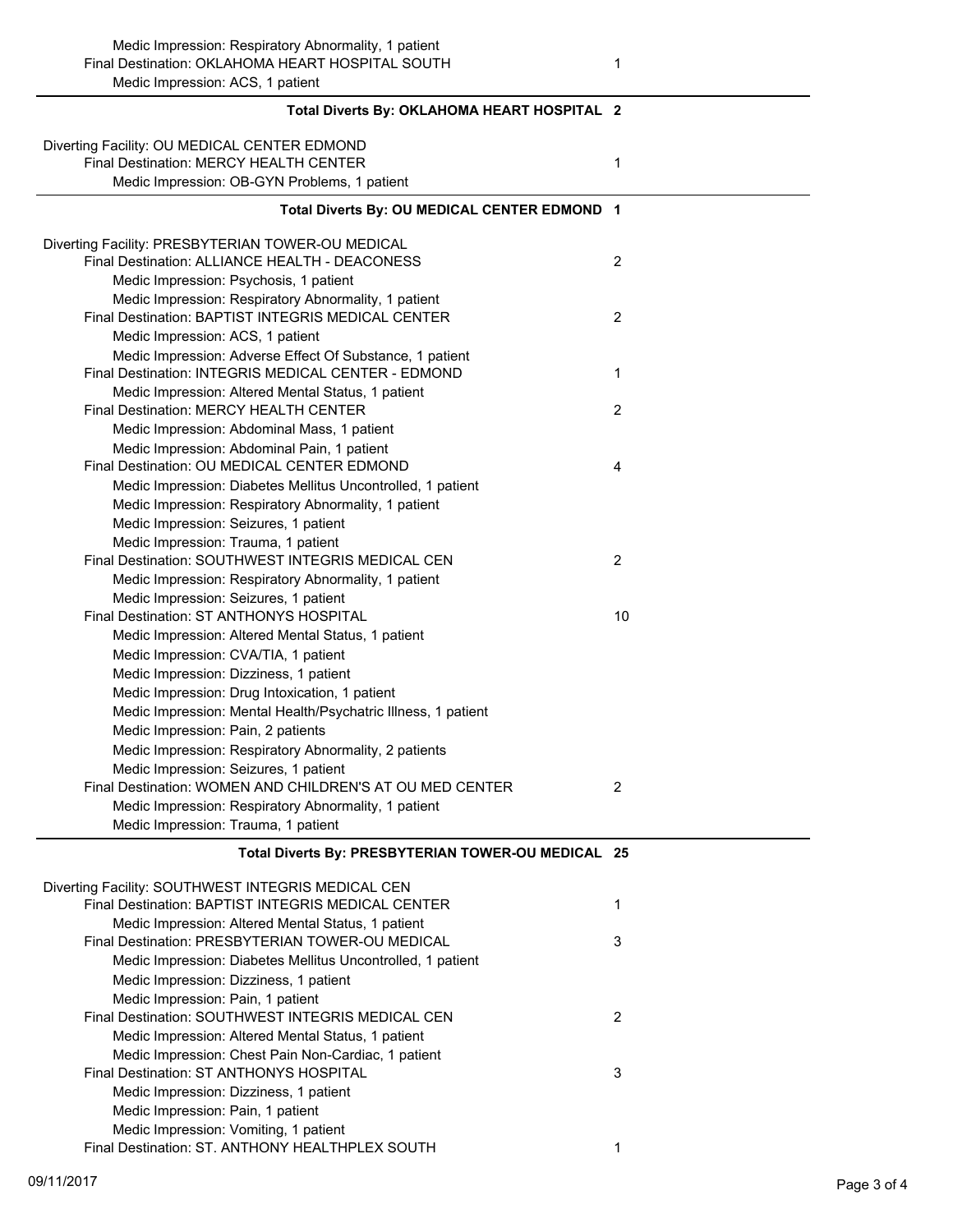Medic Impression: Respiratory Abnormality, 1 patient

Final Destination: OKLAHOMA HEART HOSPITAL SOUTH 1

Medic Impression: ACS, 1 patient

**Total Diverts By: OKLAHOMA HEART HOSPITAL 2**

Diverting Facility: OU MEDICAL CENTER EDMOND

Final Destination: MERCY HEALTH CENTER 1

Medic Impression: OB-GYN Problems, 1 patient

**Total Diverts By: OU MEDICAL CENTER EDMOND 1**

Diverting Facility: PRESBYTERIAN TOWER-OU MEDICAL

Final Destination: ALLIANCE HEALTH - DEACONESS 2

Medic Impression: Psychosis, 1 patient

Medic Impression: Respiratory Abnormality, 1 patient

Final Destination: BAPTIST INTEGRIS MEDICAL CENTER 2

Medic Impression: ACS, 1 patient

Medic Impression: Adverse Effect Of Substance, 1 patient

Final Destination: INTEGRIS MEDICAL CENTER - EDMOND 1

Medic Impression: Altered Mental Status, 1 patient

Final Destination: MERCY HEALTH CENTER 2

Medic Impression: Abdominal Mass, 1 patient

Medic Impression: Abdominal Pain, 1 patient

Final Destination: OU MEDICAL CENTER EDMOND 4

Medic Impression: Diabetes Mellitus Uncontrolled, 1 patient

Medic Impression: Respiratory Abnormality, 1 patient

Medic Impression: Seizures, 1 patient

Medic Impression: Trauma, 1 patient

Final Destination: SOUTHWEST INTEGRIS MEDICAL CEN 2

Medic Impression: Respiratory Abnormality, 1 patient

Medic Impression: Seizures, 1 patient

Final Destination: ST ANTHONYS HOSPITAL 10

Medic Impression: Altered Mental Status, 1 patient

Medic Impression: CVA/TIA, 1 patient

Medic Impression: Dizziness, 1 patient

Medic Impression: Drug Intoxication, 1 patient

Medic Impression: Mental Health/Psychatric Illness, 1 patient

Medic Impression: Pain, 2 patients

Medic Impression: Respiratory Abnormality, 2 patients

Medic Impression: Seizures, 1 patient

Final Destination: WOMEN AND CHILDREN'S AT OU MED CENTER 2

Medic Impression: Respiratory Abnormality, 1 patient

Medic Impression: Trauma, 1 patient

**Total Diverts By: PRESBYTERIAN TOWER-OU MEDICAL 25**

Diverting Facility: SOUTHWEST INTEGRIS MEDICAL CEN

Final Destination: BAPTIST INTEGRIS MEDICAL CENTER 1

Medic Impression: Altered Mental Status, 1 patient

Final Destination: PRESBYTERIAN TOWER-OU MEDICAL 3

Medic Impression: Diabetes Mellitus Uncontrolled, 1 patient

Medic Impression: Dizziness, 1 patient

Medic Impression: Pain, 1 patient

Final Destination: SOUTHWEST INTEGRIS MEDICAL CEN 2

Medic Impression: Altered Mental Status, 1 patient

Medic Impression: Chest Pain Non-Cardiac, 1 patient

Final Destination: ST ANTHONYS HOSPITAL 3

Medic Impression: Dizziness, 1 patient

Medic Impression: Pain, 1 patient

Medic Impression: Vomiting, 1 patient

Final Destination: ST. ANTHONY HEALTHPLEX SOUTH 1

09/11/2017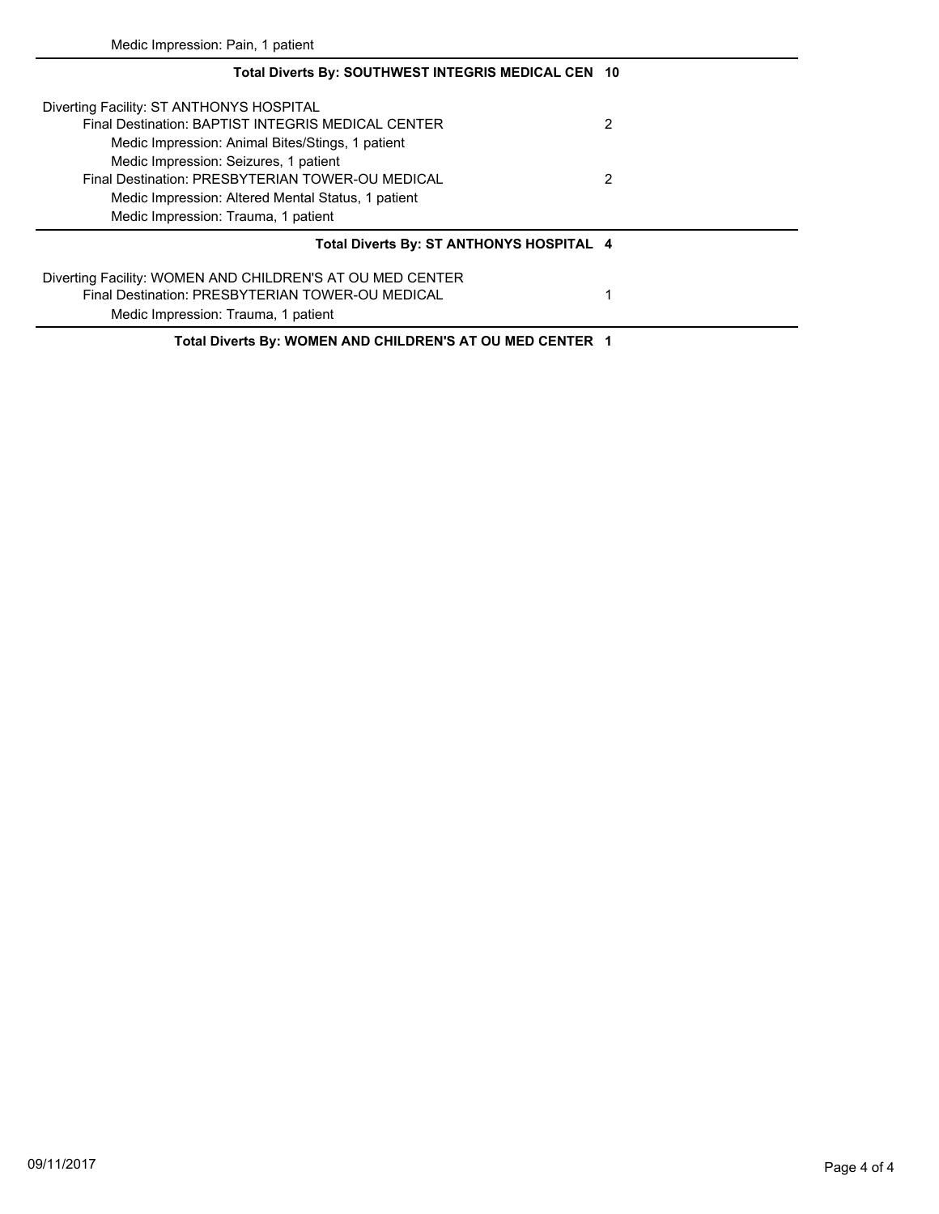Medic Impression: Pain, 1 patient

**Total Diverts By: SOUTHWEST INTEGRIS MEDICAL CEN 10**

Diverting Facility: ST ANTHONYS HOSPITAL

| | |
|---|---|
| Final Destination: BAPTIST INTEGRIS MEDICAL CENTER | 2 |
| Medic Impression: Animal Bites/Stings, 1 patient | |
| Medic Impression: Seizures, 1 patient | |
| Final Destination: PRESBYTERIAN TOWER-OU MEDICAL | 2 |
| Medic Impression: Altered Mental Status, 1 patient | |
| Medic Impression: Trauma, 1 patient | |

**Total Diverts By: ST ANTHONYS HOSPITAL 4**

Diverting Facility: WOMEN AND CHILDREN'S AT OU MED CENTER

| | |
|---|---|
| Final Destination: PRESBYTERIAN TOWER-OU MEDICAL | 1 |
| Medic Impression: Trauma, 1 patient | |

**Total Diverts By: WOMEN AND CHILDREN'S AT OU MED CENTER 1**

09/11/2017